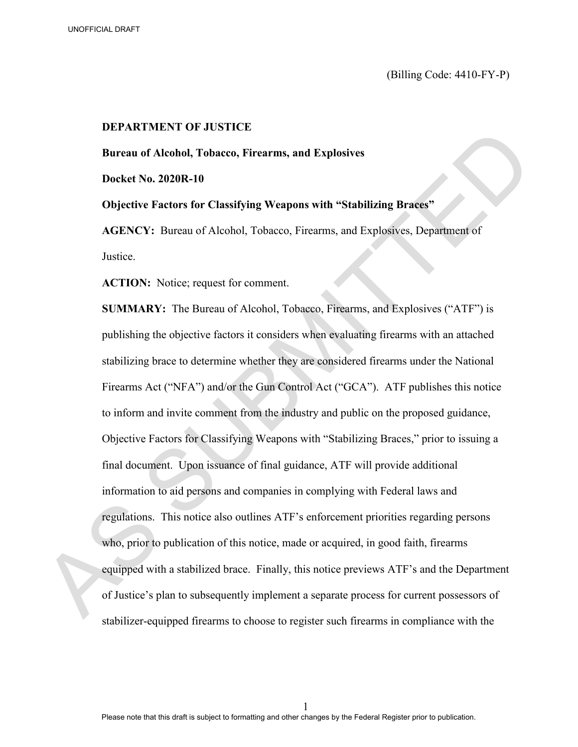(Billing Code: 4410-FY-P)

**DEPARTMENT OF JUSTICE**

**Bureau of Alcohol, Tobacco, Firearms, and Explosives**

**Docket No. 2020R-10**

**Objective Factors for Classifying Weapons with "Stabilizing Braces"**

**AGENCY:** Bureau of Alcohol, Tobacco, Firearms, and Explosives, Department of Justice.

**ACTION:** Notice; request for comment.

**SUMMARY:** The Bureau of Alcohol, Tobacco, Firearms, and Explosives ("ATF") is publishing the objective factors it considers when evaluating firearms with an attached stabilizing brace to determine whether they are considered firearms under the National Firearms Act ("NFA") and/or the Gun Control Act ("GCA"). ATF publishes this notice to inform and invite comment from the industry and public on the proposed guidance, Objective Factors for Classifying Weapons with "Stabilizing Braces," prior to issuing a final document. Upon issuance of final guidance, ATF will provide additional information to aid persons and companies in complying with Federal laws and regulations. This notice also outlines ATF's enforcement priorities regarding persons who, prior to publication of this notice, made or acquired, in good faith, firearms equipped with a stabilized brace. Finally, this notice previews ATF's and the Department of Justice's plan to subsequently implement a separate process for current possessors of stabilizer-equipped firearms to choose to register such firearms in compliance with the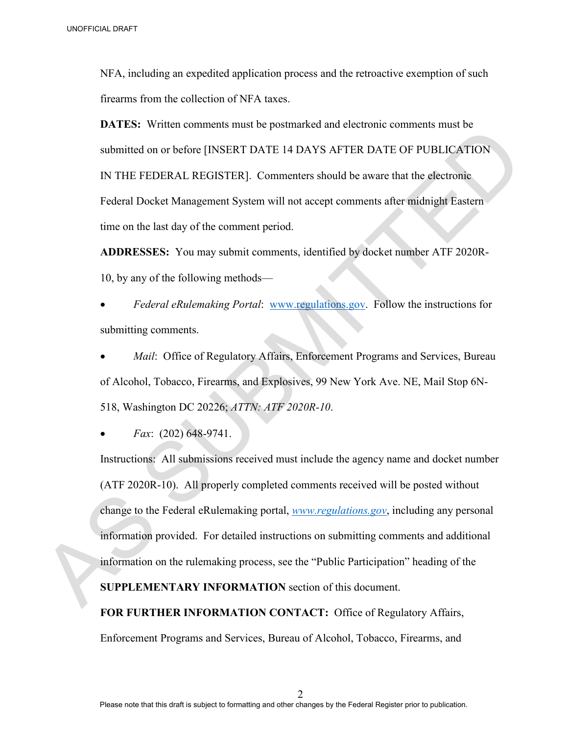NFA, including an expedited application process and the retroactive exemption of such firearms from the collection of NFA taxes.

**DATES:** Written comments must be postmarked and electronic comments must be submitted on or before [INSERT DATE 14 DAYS AFTER DATE OF PUBLICATION IN THE FEDERAL REGISTER]. Commenters should be aware that the electronic Federal Docket Management System will not accept comments after midnight Eastern time on the last day of the comment period.

**ADDRESSES:** You may submit comments, identified by docket number ATF 2020R-10, by any of the following methods—

- *Federal eRulemaking Portal*: www.regulations.gov. Follow the instructions for submitting comments.
- *Mail*: Office of Regulatory Affairs, Enforcement Programs and Services, Bureau of Alcohol, Tobacco, Firearms, and Explosives, 99 New York Ave. NE, Mail Stop 6N-518, Washington DC 20226; *ATTN: ATF 2020R-10*.
- *Fax*: (202) 648-9741.

Instructions: All submissions received must include the agency name and docket number (ATF 2020R-10). All properly completed comments received will be posted without change to the Federal eRulemaking portal, *www.regulations.gov*, including any personal information provided. For detailed instructions on submitting comments and additional information on the rulemaking process, see the "Public Participation" heading of the **SUPPLEMENTARY INFORMATION** section of this document.

**FOR FURTHER INFORMATION CONTACT:** Office of Regulatory Affairs, Enforcement Programs and Services, Bureau of Alcohol, Tobacco, Firearms, and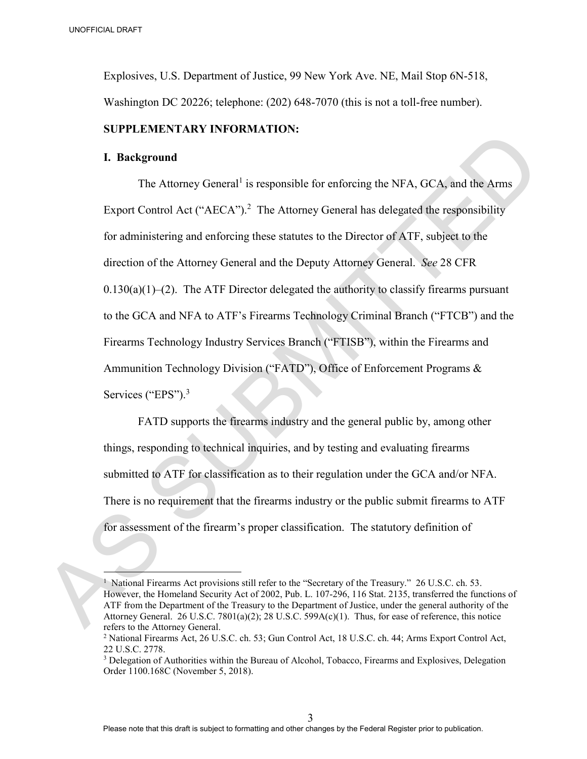Explosives, U.S. Department of Justice, 99 New York Ave. NE, Mail Stop 6N-518, Washington DC 20226; telephone: (202) 648-7070 (this is not a toll-free number).

**SUPPLEMENTARY INFORMATION:**

**I. Background**

The Attorney General[1] is responsible for enforcing the NFA, GCA, and the Arms Export Control Act ("AECA").[2] The Attorney General has delegated the responsibility for administering and enforcing these statutes to the Director of ATF, subject to the direction of the Attorney General and the Deputy Attorney General. *See* 28 CFR 0.130(a)(1)–(2). The ATF Director delegated the authority to classify firearms pursuant to the GCA and NFA to ATF's Firearms Technology Criminal Branch ("FTCB") and the Firearms Technology Industry Services Branch ("FTISB"), within the Firearms and Ammunition Technology Division ("FATD"), Office of Enforcement Programs & Services ("EPS").[3]

FATD supports the firearms industry and the general public by, among other things, responding to technical inquiries, and by testing and evaluating firearms submitted to ATF for classification as to their regulation under the GCA and/or NFA. There is no requirement that the firearms industry or the public submit firearms to ATF for assessment of the firearm's proper classification. The statutory definition of

---

[1] National Firearms Act provisions still refer to the "Secretary of the Treasury." 26 U.S.C. ch. 53. However, the Homeland Security Act of 2002, Pub. L. 107-296, 116 Stat. 2135, transferred the functions of ATF from the Department of the Treasury to the Department of Justice, under the general authority of the Attorney General. 26 U.S.C. 7801(a)(2); 28 U.S.C. 599A(c)(1). Thus, for ease of reference, this notice refers to the Attorney General.

[2] National Firearms Act, 26 U.S.C. ch. 53; Gun Control Act, 18 U.S.C. ch. 44; Arms Export Control Act, 22 U.S.C. 2778.

[3] Delegation of Authorities within the Bureau of Alcohol, Tobacco, Firearms and Explosives, Delegation Order 1100.168C (November 5, 2018).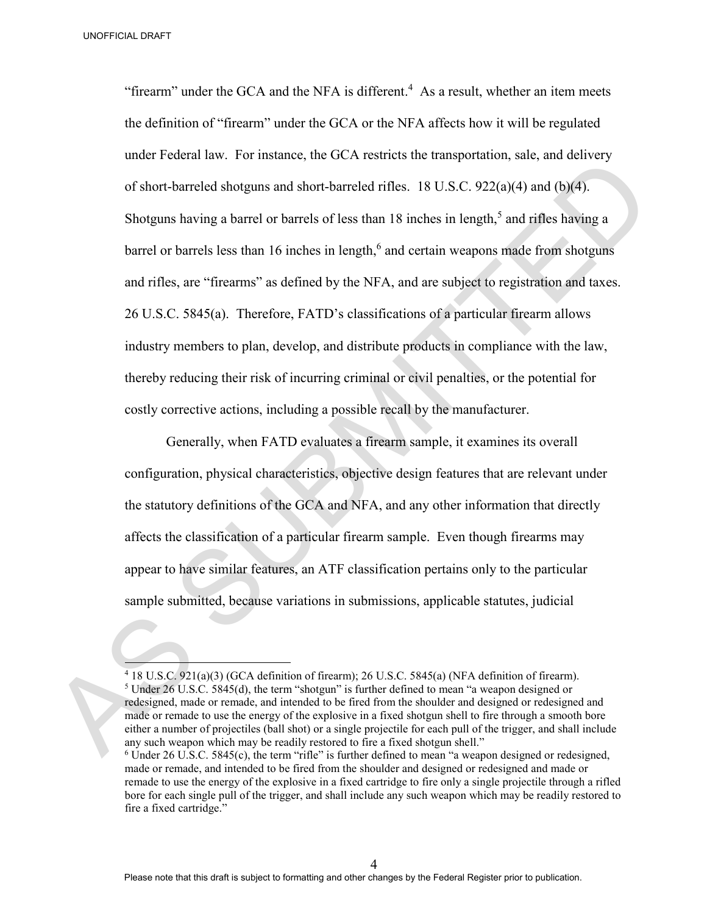"firearm" under the GCA and the NFA is different.[4] As a result, whether an item meets the definition of "firearm" under the GCA or the NFA affects how it will be regulated under Federal law. For instance, the GCA restricts the transportation, sale, and delivery of short-barreled shotguns and short-barreled rifles. 18 U.S.C. 922(a)(4) and (b)(4). Shotguns having a barrel or barrels of less than 18 inches in length,[5] and rifles having a barrel or barrels less than 16 inches in length,[6] and certain weapons made from shotguns and rifles, are "firearms" as defined by the NFA, and are subject to registration and taxes. 26 U.S.C. 5845(a). Therefore, FATD's classifications of a particular firearm allows industry members to plan, develop, and distribute products in compliance with the law, thereby reducing their risk of incurring criminal or civil penalties, or the potential for costly corrective actions, including a possible recall by the manufacturer.

Generally, when FATD evaluates a firearm sample, it examines its overall configuration, physical characteristics, objective design features that are relevant under the statutory definitions of the GCA and NFA, and any other information that directly affects the classification of a particular firearm sample. Even though firearms may appear to have similar features, an ATF classification pertains only to the particular sample submitted, because variations in submissions, applicable statutes, judicial

---

[4] 18 U.S.C. 921(a)(3) (GCA definition of firearm); 26 U.S.C. 5845(a) (NFA definition of firearm).

[5] Under 26 U.S.C. 5845(d), the term "shotgun" is further defined to mean "a weapon designed or redesigned, made or remade, and intended to be fired from the shoulder and designed or redesigned and made or remade to use the energy of the explosive in a fixed shotgun shell to fire through a smooth bore either a number of projectiles (ball shot) or a single projectile for each pull of the trigger, and shall include any such weapon which may be readily restored to fire a fixed shotgun shell."

[6] Under 26 U.S.C. 5845(c), the term "rifle" is further defined to mean "a weapon designed or redesigned, made or remade, and intended to be fired from the shoulder and designed or redesigned and made or remade to use the energy of the explosive in a fixed cartridge to fire only a single projectile through a rifled bore for each single pull of the trigger, and shall include any such weapon which may be readily restored to fire a fixed cartridge."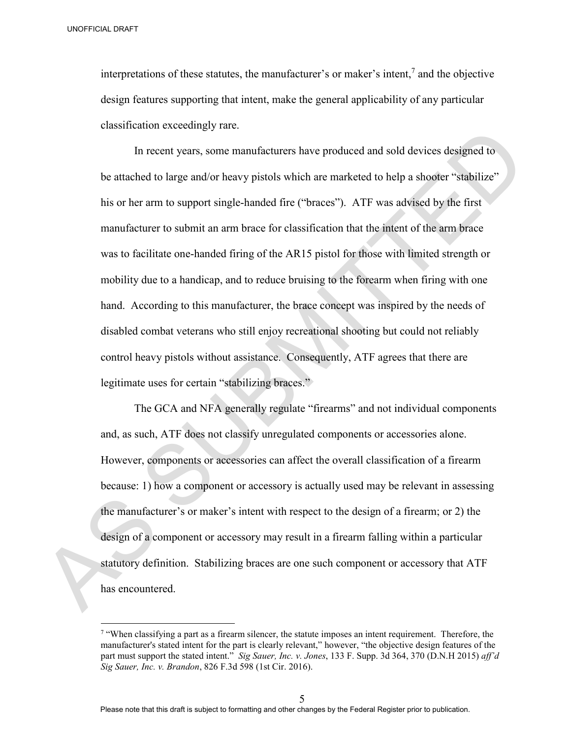interpretations of these statutes, the manufacturer's or maker's intent,[7] and the objective design features supporting that intent, make the general applicability of any particular classification exceedingly rare.

In recent years, some manufacturers have produced and sold devices designed to be attached to large and/or heavy pistols which are marketed to help a shooter "stabilize" his or her arm to support single-handed fire ("braces"). ATF was advised by the first manufacturer to submit an arm brace for classification that the intent of the arm brace was to facilitate one-handed firing of the AR15 pistol for those with limited strength or mobility due to a handicap, and to reduce bruising to the forearm when firing with one hand. According to this manufacturer, the brace concept was inspired by the needs of disabled combat veterans who still enjoy recreational shooting but could not reliably control heavy pistols without assistance. Consequently, ATF agrees that there are legitimate uses for certain "stabilizing braces."

The GCA and NFA generally regulate "firearms" and not individual components and, as such, ATF does not classify unregulated components or accessories alone. However, components or accessories can affect the overall classification of a firearm because: 1) how a component or accessory is actually used may be relevant in assessing the manufacturer's or maker's intent with respect to the design of a firearm; or 2) the design of a component or accessory may result in a firearm falling within a particular statutory definition. Stabilizing braces are one such component or accessory that ATF has encountered.

---

[7] "When classifying a part as a firearm silencer, the statute imposes an intent requirement. Therefore, the manufacturer's stated intent for the part is clearly relevant," however, "the objective design features of the part must support the stated intent." *Sig Sauer, Inc. v. Jones*, 133 F. Supp. 3d 364, 370 (D.N.H 2015) *aff'd Sig Sauer, Inc. v. Brandon*, 826 F.3d 598 (1st Cir. 2016).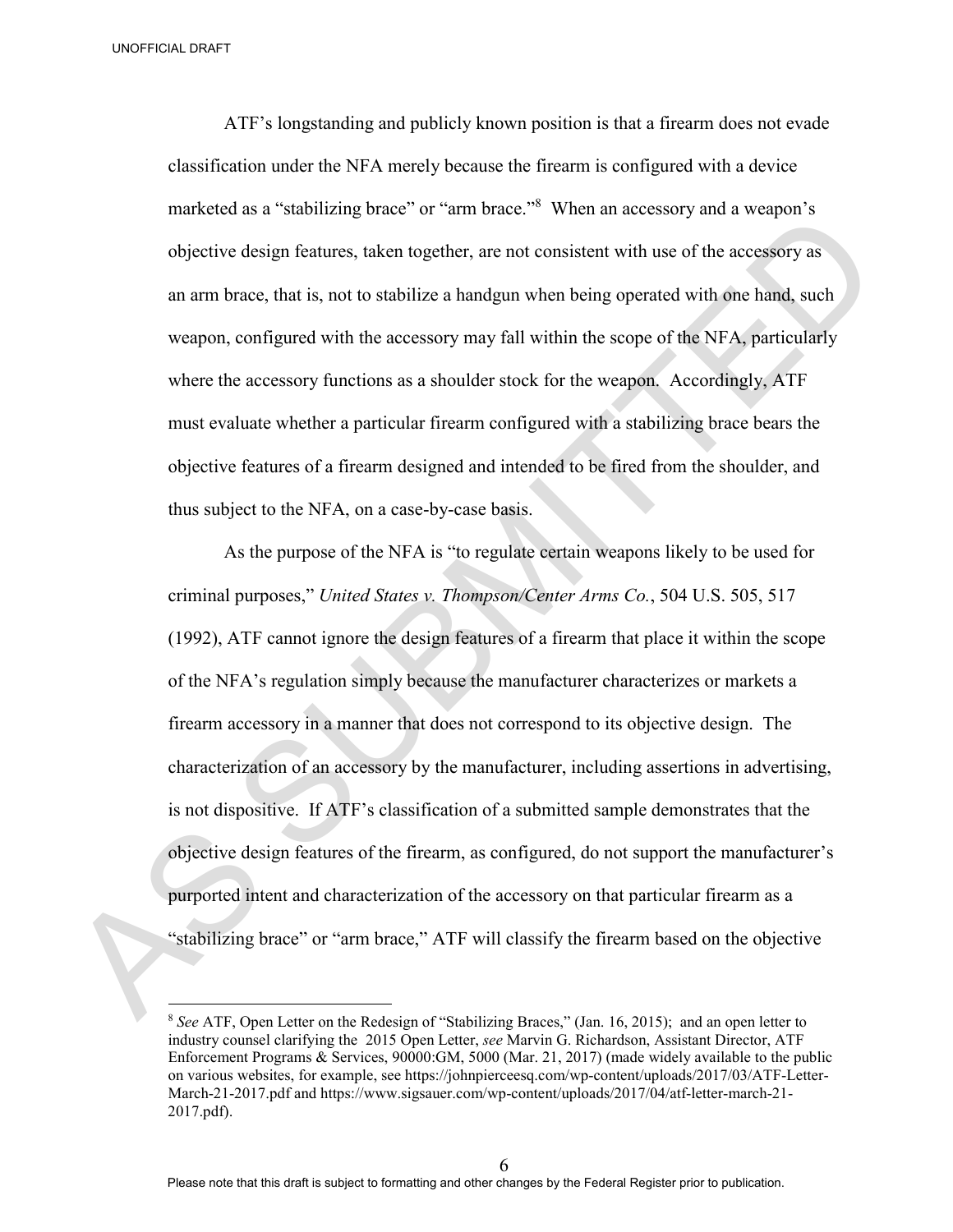ATF's longstanding and publicly known position is that a firearm does not evade classification under the NFA merely because the firearm is configured with a device marketed as a "stabilizing brace" or "arm brace."[8] When an accessory and a weapon's objective design features, taken together, are not consistent with use of the accessory as an arm brace, that is, not to stabilize a handgun when being operated with one hand, such weapon, configured with the accessory may fall within the scope of the NFA, particularly where the accessory functions as a shoulder stock for the weapon. Accordingly, ATF must evaluate whether a particular firearm configured with a stabilizing brace bears the objective features of a firearm designed and intended to be fired from the shoulder, and thus subject to the NFA, on a case-by-case basis.

As the purpose of the NFA is "to regulate certain weapons likely to be used for criminal purposes," *United States v. Thompson/Center Arms Co.*, 504 U.S. 505, 517 (1992), ATF cannot ignore the design features of a firearm that place it within the scope of the NFA's regulation simply because the manufacturer characterizes or markets a firearm accessory in a manner that does not correspond to its objective design. The characterization of an accessory by the manufacturer, including assertions in advertising, is not dispositive. If ATF's classification of a submitted sample demonstrates that the objective design features of the firearm, as configured, do not support the manufacturer's purported intent and characterization of the accessory on that particular firearm as a "stabilizing brace" or "arm brace," ATF will classify the firearm based on the objective

[8] *See* ATF, Open Letter on the Redesign of "Stabilizing Braces," (Jan. 16, 2015); and an open letter to industry counsel clarifying the 2015 Open Letter, *see* Marvin G. Richardson, Assistant Director, ATF Enforcement Programs & Services, 90000:GM, 5000 (Mar. 21, 2017) (made widely available to the public on various websites, for example, see https://johnpierceesq.com/wp-content/uploads/2017/03/ATF-Letter-March-21-2017.pdf and https://www.sigsauer.com/wp-content/uploads/2017/04/atf-letter-march-21-2017.pdf).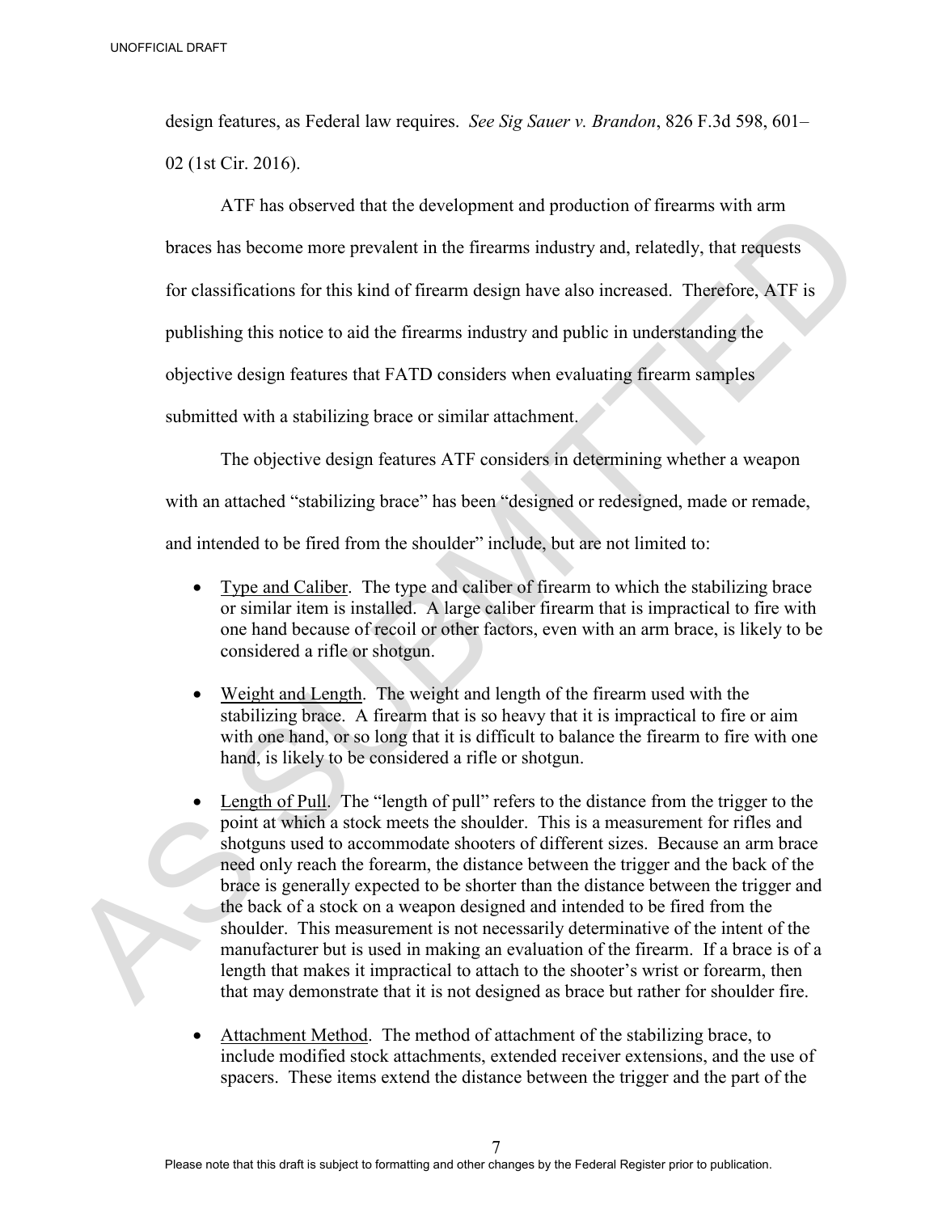design features, as Federal law requires. *See Sig Sauer v. Brandon*, 826 F.3d 598, 601–02 (1st Cir. 2016).

ATF has observed that the development and production of firearms with arm braces has become more prevalent in the firearms industry and, relatedly, that requests for classifications for this kind of firearm design have also increased. Therefore, ATF is publishing this notice to aid the firearms industry and public in understanding the objective design features that FATD considers when evaluating firearm samples submitted with a stabilizing brace or similar attachment.

The objective design features ATF considers in determining whether a weapon with an attached "stabilizing brace" has been "designed or redesigned, made or remade, and intended to be fired from the shoulder" include, but are not limited to:

- Type and Caliber. The type and caliber of firearm to which the stabilizing brace or similar item is installed. A large caliber firearm that is impractical to fire with one hand because of recoil or other factors, even with an arm brace, is likely to be considered a rifle or shotgun.

- Weight and Length. The weight and length of the firearm used with the stabilizing brace. A firearm that is so heavy that it is impractical to fire or aim with one hand, or so long that it is difficult to balance the firearm to fire with one hand, is likely to be considered a rifle or shotgun.

- Length of Pull. The "length of pull" refers to the distance from the trigger to the point at which a stock meets the shoulder. This is a measurement for rifles and shotguns used to accommodate shooters of different sizes. Because an arm brace need only reach the forearm, the distance between the trigger and the back of the brace is generally expected to be shorter than the distance between the trigger and the back of a stock on a weapon designed and intended to be fired from the shoulder. This measurement is not necessarily determinative of the intent of the manufacturer but is used in making an evaluation of the firearm. If a brace is of a length that makes it impractical to attach to the shooter's wrist or forearm, then that may demonstrate that it is not designed as brace but rather for shoulder fire.

- Attachment Method. The method of attachment of the stabilizing brace, to include modified stock attachments, extended receiver extensions, and the use of spacers. These items extend the distance between the trigger and the part of the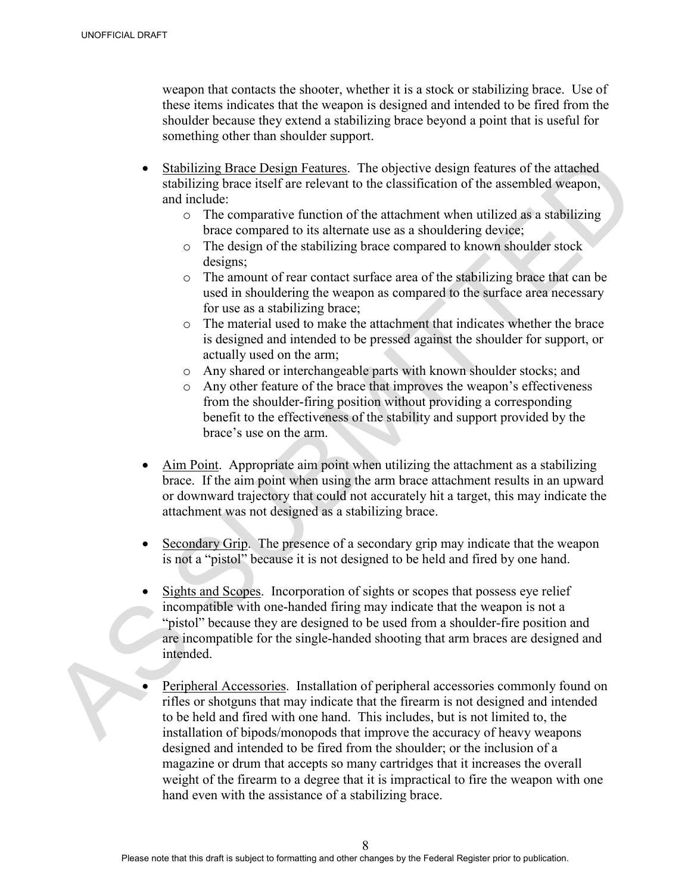weapon that contacts the shooter, whether it is a stock or stabilizing brace. Use of these items indicates that the weapon is designed and intended to be fired from the shoulder because they extend a stabilizing brace beyond a point that is useful for something other than shoulder support.

- Stabilizing Brace Design Features. The objective design features of the attached stabilizing brace itself are relevant to the classification of the assembled weapon, and include:
  - The comparative function of the attachment when utilized as a stabilizing brace compared to its alternate use as a shouldering device;
  - The design of the stabilizing brace compared to known shoulder stock designs;
  - The amount of rear contact surface area of the stabilizing brace that can be used in shouldering the weapon as compared to the surface area necessary for use as a stabilizing brace;
  - The material used to make the attachment that indicates whether the brace is designed and intended to be pressed against the shoulder for support, or actually used on the arm;
  - Any shared or interchangeable parts with known shoulder stocks; and
  - Any other feature of the brace that improves the weapon's effectiveness from the shoulder-firing position without providing a corresponding benefit to the effectiveness of the stability and support provided by the brace's use on the arm.

- Aim Point. Appropriate aim point when utilizing the attachment as a stabilizing brace. If the aim point when using the arm brace attachment results in an upward or downward trajectory that could not accurately hit a target, this may indicate the attachment was not designed as a stabilizing brace.

- Secondary Grip. The presence of a secondary grip may indicate that the weapon is not a "pistol" because it is not designed to be held and fired by one hand.

- Sights and Scopes. Incorporation of sights or scopes that possess eye relief incompatible with one-handed firing may indicate that the weapon is not a "pistol" because they are designed to be used from a shoulder-fire position and are incompatible for the single-handed shooting that arm braces are designed and intended.

- Peripheral Accessories. Installation of peripheral accessories commonly found on rifles or shotguns that may indicate that the firearm is not designed and intended to be held and fired with one hand. This includes, but is not limited to, the installation of bipods/monopods that improve the accuracy of heavy weapons designed and intended to be fired from the shoulder; or the inclusion of a magazine or drum that accepts so many cartridges that it increases the overall weight of the firearm to a degree that it is impractical to fire the weapon with one hand even with the assistance of a stabilizing brace.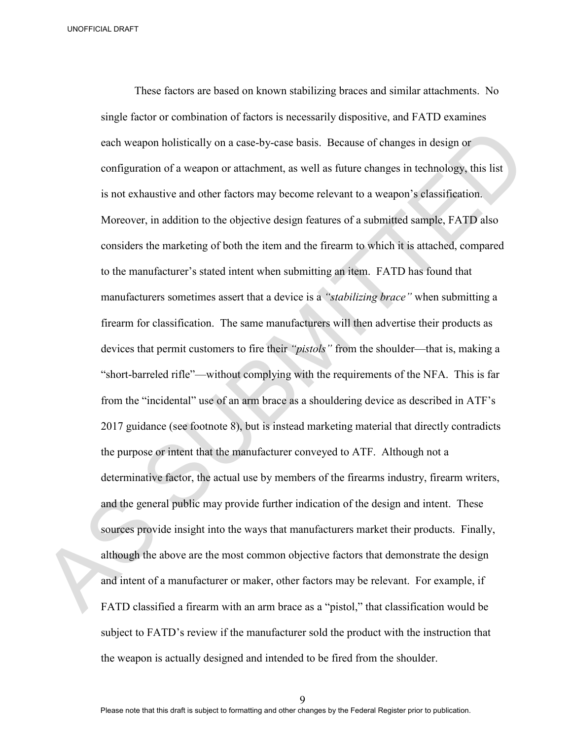These factors are based on known stabilizing braces and similar attachments. No single factor or combination of factors is necessarily dispositive, and FATD examines each weapon holistically on a case-by-case basis. Because of changes in design or configuration of a weapon or attachment, as well as future changes in technology, this list is not exhaustive and other factors may become relevant to a weapon's classification. Moreover, in addition to the objective design features of a submitted sample, FATD also considers the marketing of both the item and the firearm to which it is attached, compared to the manufacturer's stated intent when submitting an item. FATD has found that manufacturers sometimes assert that a device is a *"stabilizing brace"* when submitting a firearm for classification. The same manufacturers will then advertise their products as devices that permit customers to fire their *"pistols"* from the shoulder—that is, making a "short-barreled rifle"—without complying with the requirements of the NFA. This is far from the "incidental" use of an arm brace as a shouldering device as described in ATF's 2017 guidance (see footnote 8), but is instead marketing material that directly contradicts the purpose or intent that the manufacturer conveyed to ATF. Although not a determinative factor, the actual use by members of the firearms industry, firearm writers, and the general public may provide further indication of the design and intent. These sources provide insight into the ways that manufacturers market their products. Finally, although the above are the most common objective factors that demonstrate the design and intent of a manufacturer or maker, other factors may be relevant. For example, if FATD classified a firearm with an arm brace as a "pistol," that classification would be subject to FATD's review if the manufacturer sold the product with the instruction that the weapon is actually designed and intended to be fired from the shoulder.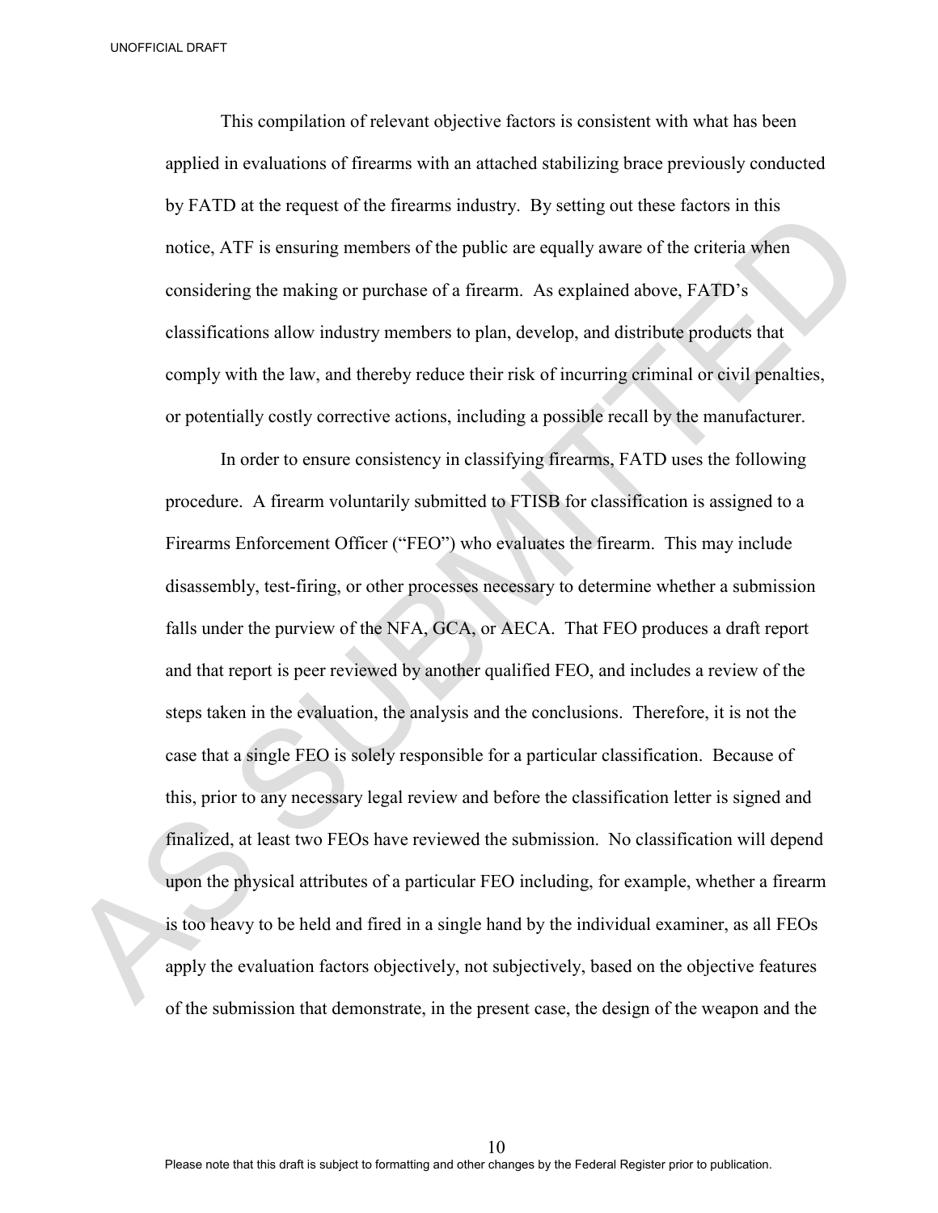This compilation of relevant objective factors is consistent with what has been applied in evaluations of firearms with an attached stabilizing brace previously conducted by FATD at the request of the firearms industry. By setting out these factors in this notice, ATF is ensuring members of the public are equally aware of the criteria when considering the making or purchase of a firearm. As explained above, FATD's classifications allow industry members to plan, develop, and distribute products that comply with the law, and thereby reduce their risk of incurring criminal or civil penalties, or potentially costly corrective actions, including a possible recall by the manufacturer.

In order to ensure consistency in classifying firearms, FATD uses the following procedure. A firearm voluntarily submitted to FTISB for classification is assigned to a Firearms Enforcement Officer ("FEO") who evaluates the firearm. This may include disassembly, test-firing, or other processes necessary to determine whether a submission falls under the purview of the NFA, GCA, or AECA. That FEO produces a draft report and that report is peer reviewed by another qualified FEO, and includes a review of the steps taken in the evaluation, the analysis and the conclusions. Therefore, it is not the case that a single FEO is solely responsible for a particular classification. Because of this, prior to any necessary legal review and before the classification letter is signed and finalized, at least two FEOs have reviewed the submission. No classification will depend upon the physical attributes of a particular FEO including, for example, whether a firearm is too heavy to be held and fired in a single hand by the individual examiner, as all FEOs apply the evaluation factors objectively, not subjectively, based on the objective features of the submission that demonstrate, in the present case, the design of the weapon and the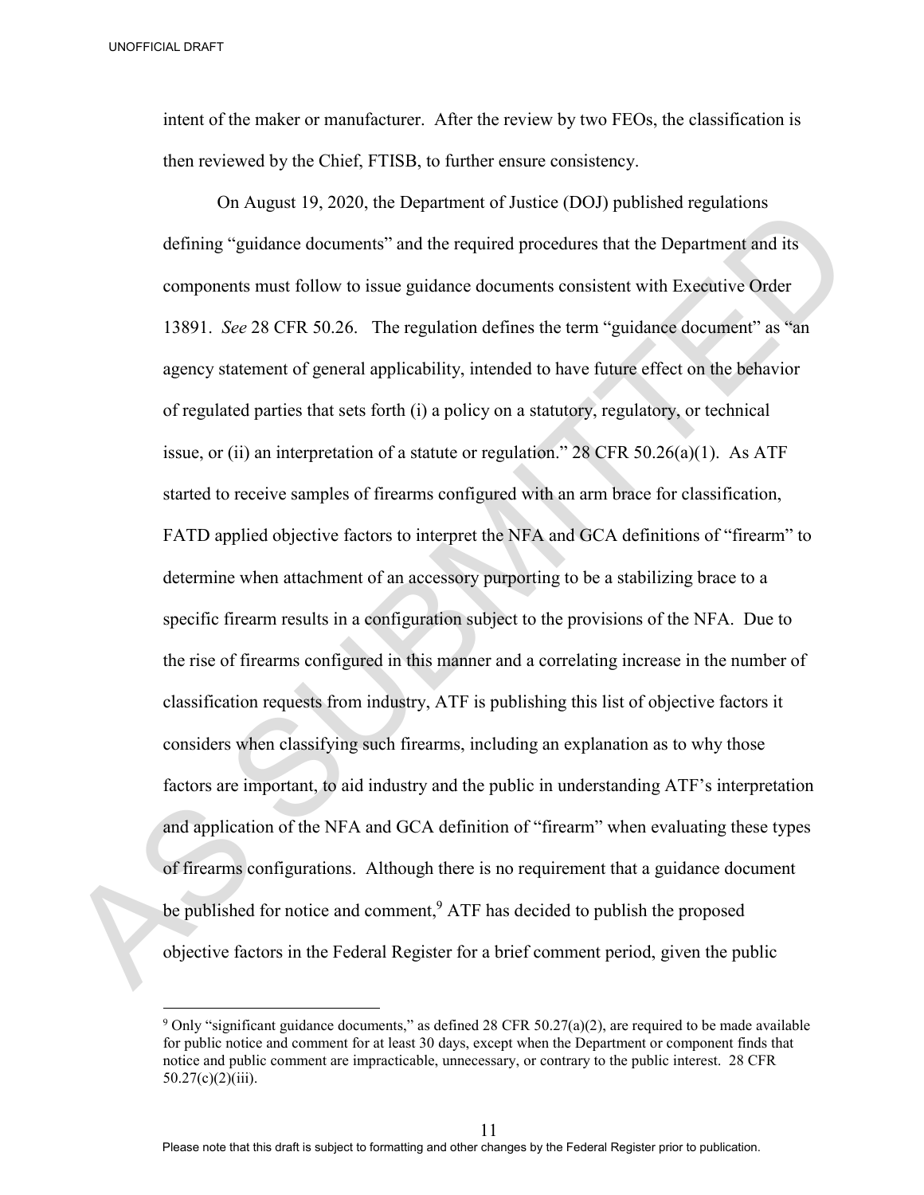intent of the maker or manufacturer. After the review by two FEOs, the classification is then reviewed by the Chief, FTISB, to further ensure consistency.

On August 19, 2020, the Department of Justice (DOJ) published regulations defining "guidance documents" and the required procedures that the Department and its components must follow to issue guidance documents consistent with Executive Order 13891. *See* 28 CFR 50.26. The regulation defines the term "guidance document" as "an agency statement of general applicability, intended to have future effect on the behavior of regulated parties that sets forth (i) a policy on a statutory, regulatory, or technical issue, or (ii) an interpretation of a statute or regulation." 28 CFR 50.26(a)(1). As ATF started to receive samples of firearms configured with an arm brace for classification, FATD applied objective factors to interpret the NFA and GCA definitions of "firearm" to determine when attachment of an accessory purporting to be a stabilizing brace to a specific firearm results in a configuration subject to the provisions of the NFA. Due to the rise of firearms configured in this manner and a correlating increase in the number of classification requests from industry, ATF is publishing this list of objective factors it considers when classifying such firearms, including an explanation as to why those factors are important, to aid industry and the public in understanding ATF's interpretation and application of the NFA and GCA definition of "firearm" when evaluating these types of firearms configurations. Although there is no requirement that a guidance document be published for notice and comment,[9] ATF has decided to publish the proposed objective factors in the Federal Register for a brief comment period, given the public

[9] Only "significant guidance documents," as defined 28 CFR 50.27(a)(2), are required to be made available for public notice and comment for at least 30 days, except when the Department or component finds that notice and public comment are impracticable, unnecessary, or contrary to the public interest. 28 CFR 50.27(c)(2)(iii).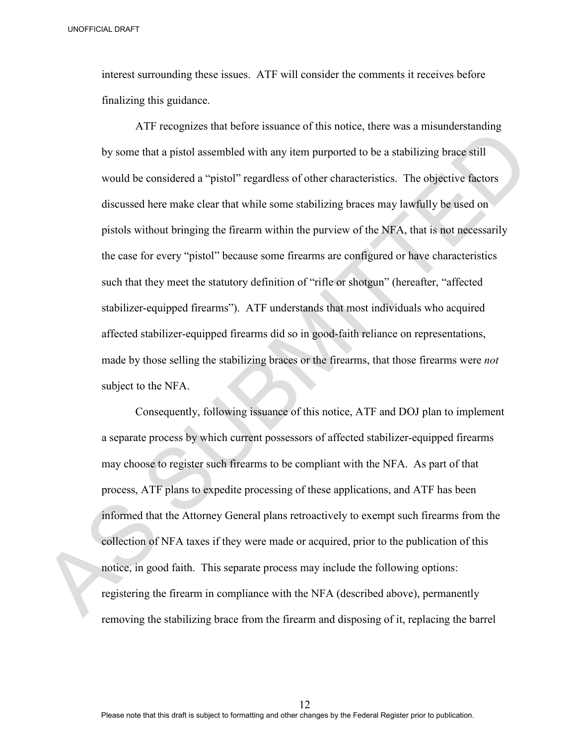interest surrounding these issues. ATF will consider the comments it receives before finalizing this guidance.

ATF recognizes that before issuance of this notice, there was a misunderstanding by some that a pistol assembled with any item purported to be a stabilizing brace still would be considered a "pistol" regardless of other characteristics. The objective factors discussed here make clear that while some stabilizing braces may lawfully be used on pistols without bringing the firearm within the purview of the NFA, that is not necessarily the case for every "pistol" because some firearms are configured or have characteristics such that they meet the statutory definition of "rifle or shotgun" (hereafter, "affected stabilizer-equipped firearms"). ATF understands that most individuals who acquired affected stabilizer-equipped firearms did so in good-faith reliance on representations, made by those selling the stabilizing braces or the firearms, that those firearms were *not* subject to the NFA.

Consequently, following issuance of this notice, ATF and DOJ plan to implement a separate process by which current possessors of affected stabilizer-equipped firearms may choose to register such firearms to be compliant with the NFA. As part of that process, ATF plans to expedite processing of these applications, and ATF has been informed that the Attorney General plans retroactively to exempt such firearms from the collection of NFA taxes if they were made or acquired, prior to the publication of this notice, in good faith. This separate process may include the following options: registering the firearm in compliance with the NFA (described above), permanently removing the stabilizing brace from the firearm and disposing of it, replacing the barrel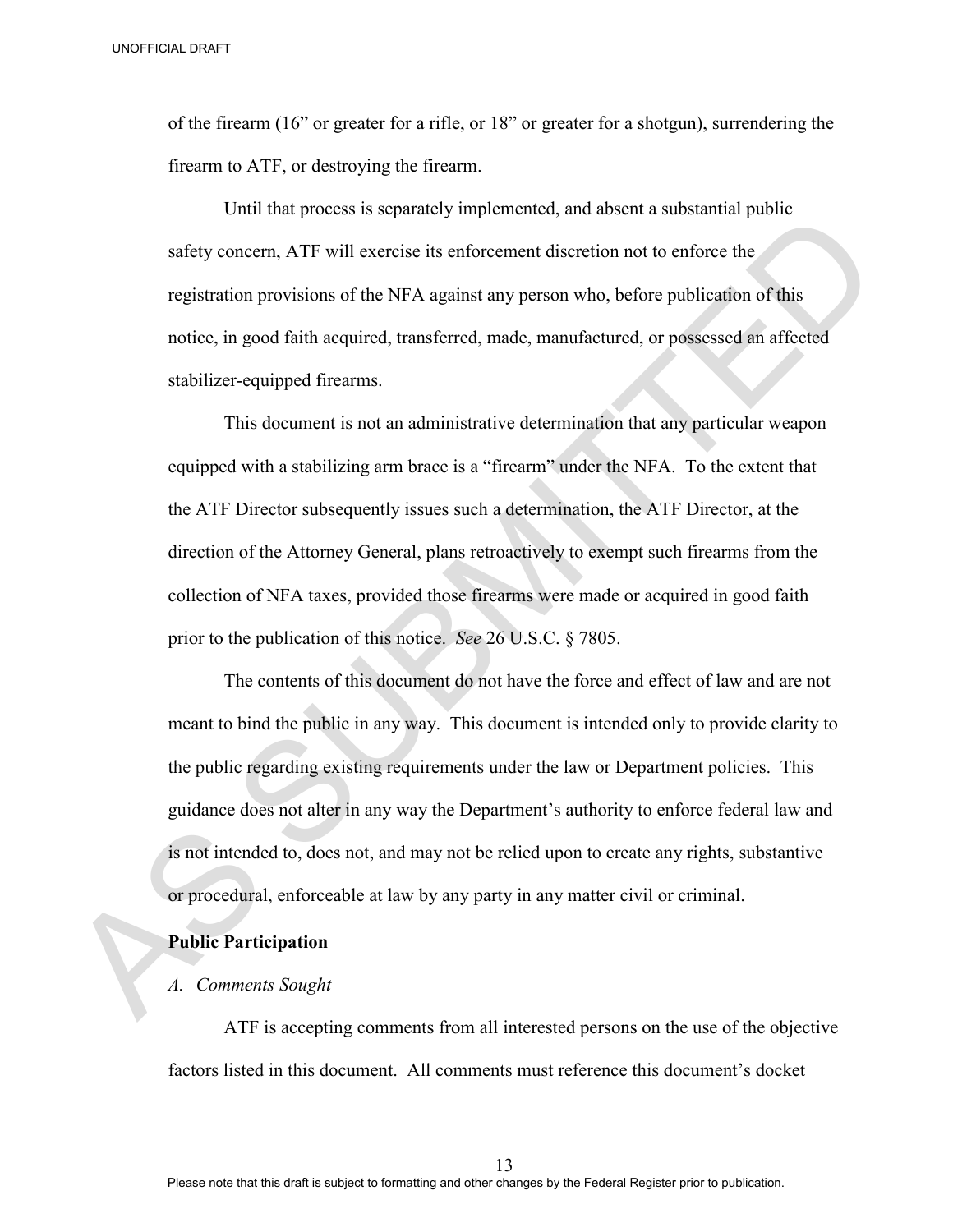of the firearm (16" or greater for a rifle, or 18" or greater for a shotgun), surrendering the firearm to ATF, or destroying the firearm.

Until that process is separately implemented, and absent a substantial public safety concern, ATF will exercise its enforcement discretion not to enforce the registration provisions of the NFA against any person who, before publication of this notice, in good faith acquired, transferred, made, manufactured, or possessed an affected stabilizer-equipped firearms.

This document is not an administrative determination that any particular weapon equipped with a stabilizing arm brace is a "firearm" under the NFA. To the extent that the ATF Director subsequently issues such a determination, the ATF Director, at the direction of the Attorney General, plans retroactively to exempt such firearms from the collection of NFA taxes, provided those firearms were made or acquired in good faith prior to the publication of this notice. *See* 26 U.S.C. § 7805.

The contents of this document do not have the force and effect of law and are not meant to bind the public in any way. This document is intended only to provide clarity to the public regarding existing requirements under the law or Department policies. This guidance does not alter in any way the Department's authority to enforce federal law and is not intended to, does not, and may not be relied upon to create any rights, substantive or procedural, enforceable at law by any party in any matter civil or criminal.

**Public Participation**

*A. Comments Sought*

ATF is accepting comments from all interested persons on the use of the objective factors listed in this document. All comments must reference this document's docket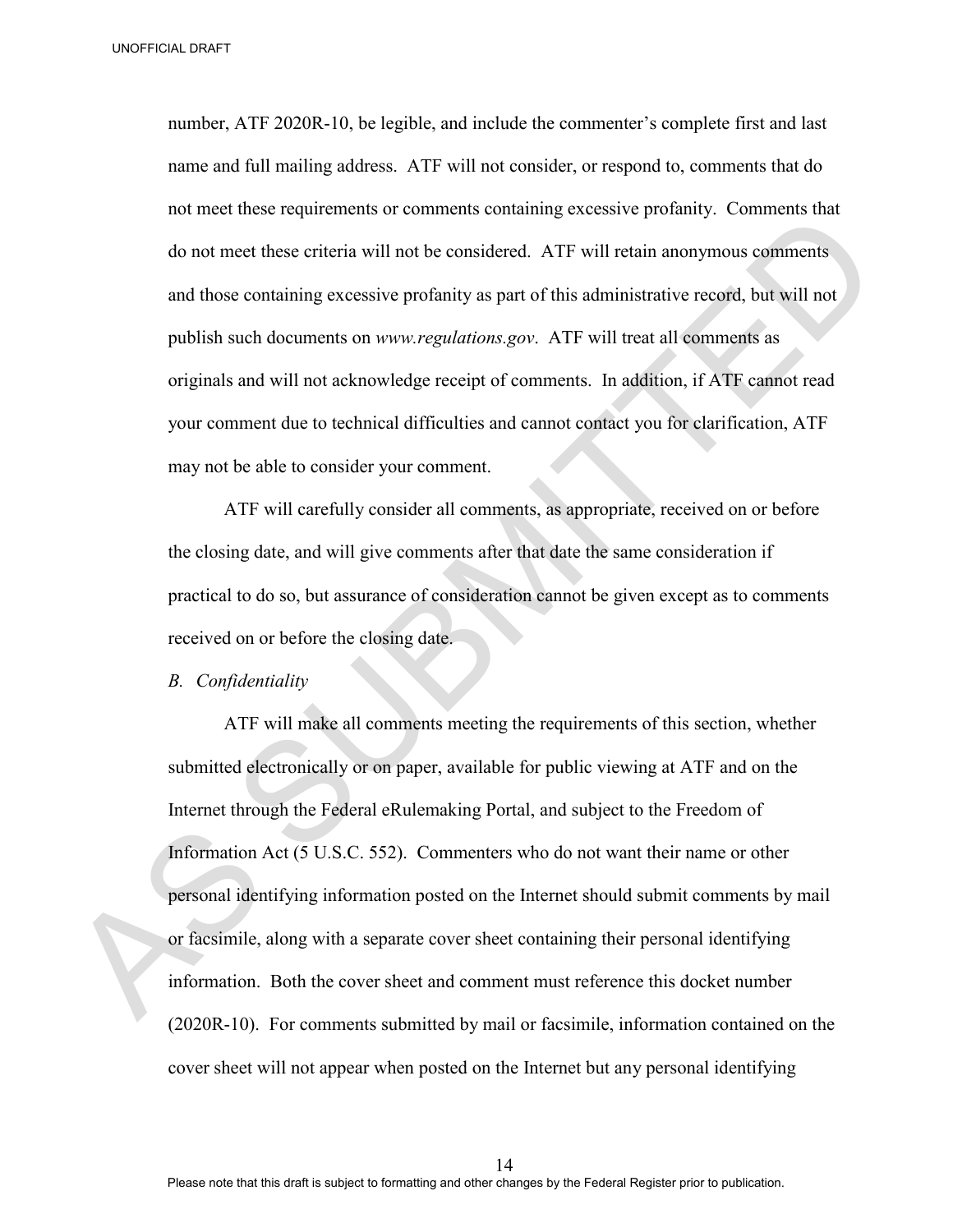number, ATF 2020R-10, be legible, and include the commenter's complete first and last name and full mailing address. ATF will not consider, or respond to, comments that do not meet these requirements or comments containing excessive profanity. Comments that do not meet these criteria will not be considered. ATF will retain anonymous comments and those containing excessive profanity as part of this administrative record, but will not publish such documents on *www.regulations.gov*. ATF will treat all comments as originals and will not acknowledge receipt of comments. In addition, if ATF cannot read your comment due to technical difficulties and cannot contact you for clarification, ATF may not be able to consider your comment.

ATF will carefully consider all comments, as appropriate, received on or before the closing date, and will give comments after that date the same consideration if practical to do so, but assurance of consideration cannot be given except as to comments received on or before the closing date.

*B. Confidentiality*

ATF will make all comments meeting the requirements of this section, whether submitted electronically or on paper, available for public viewing at ATF and on the Internet through the Federal eRulemaking Portal, and subject to the Freedom of Information Act (5 U.S.C. 552). Commenters who do not want their name or other personal identifying information posted on the Internet should submit comments by mail or facsimile, along with a separate cover sheet containing their personal identifying information. Both the cover sheet and comment must reference this docket number (2020R-10). For comments submitted by mail or facsimile, information contained on the cover sheet will not appear when posted on the Internet but any personal identifying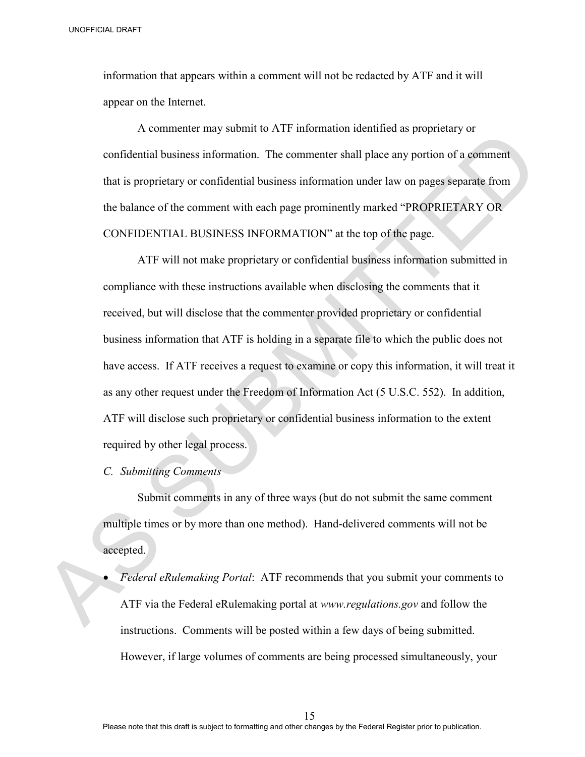information that appears within a comment will not be redacted by ATF and it will appear on the Internet.

A commenter may submit to ATF information identified as proprietary or confidential business information. The commenter shall place any portion of a comment that is proprietary or confidential business information under law on pages separate from the balance of the comment with each page prominently marked "PROPRIETARY OR CONFIDENTIAL BUSINESS INFORMATION" at the top of the page.

ATF will not make proprietary or confidential business information submitted in compliance with these instructions available when disclosing the comments that it received, but will disclose that the commenter provided proprietary or confidential business information that ATF is holding in a separate file to which the public does not have access. If ATF receives a request to examine or copy this information, it will treat it as any other request under the Freedom of Information Act (5 U.S.C. 552). In addition, ATF will disclose such proprietary or confidential business information to the extent required by other legal process.

*C. Submitting Comments*

Submit comments in any of three ways (but do not submit the same comment multiple times or by more than one method). Hand-delivered comments will not be accepted.

- *Federal eRulemaking Portal*: ATF recommends that you submit your comments to ATF via the Federal eRulemaking portal at *www.regulations.gov* and follow the instructions. Comments will be posted within a few days of being submitted. However, if large volumes of comments are being processed simultaneously, your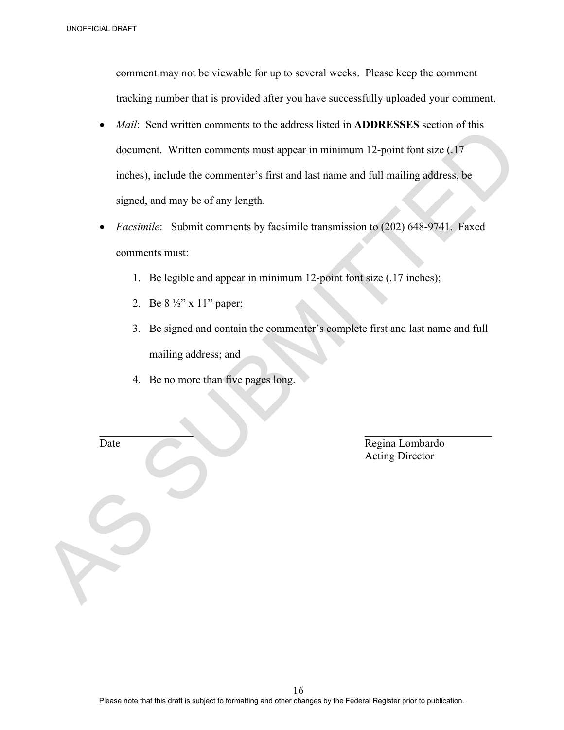comment may not be viewable for up to several weeks. Please keep the comment tracking number that is provided after you have successfully uploaded your comment.

- *Mail*: Send written comments to the address listed in **ADDRESSES** section of this document. Written comments must appear in minimum 12-point font size (.17 inches), include the commenter's first and last name and full mailing address, be signed, and may be of any length.
- *Facsimile*: Submit comments by facsimile transmission to (202) 648-9741. Faxed comments must:
    1. Be legible and appear in minimum 12-point font size (.17 inches);
    2. Be 8 ½" x 11" paper;
    3. Be signed and contain the commenter's complete first and last name and full mailing address; and
    4. Be no more than five pages long.

\_\_\_\_\_\_\_\_\_\_\_\_\_\_\_\_\_\_
Date

\_\_\_\_\_\_\_\_\_\_\_\_\_\_\_\_\_\_\_\_\_\_\_\_
Regina Lombardo
Acting Director